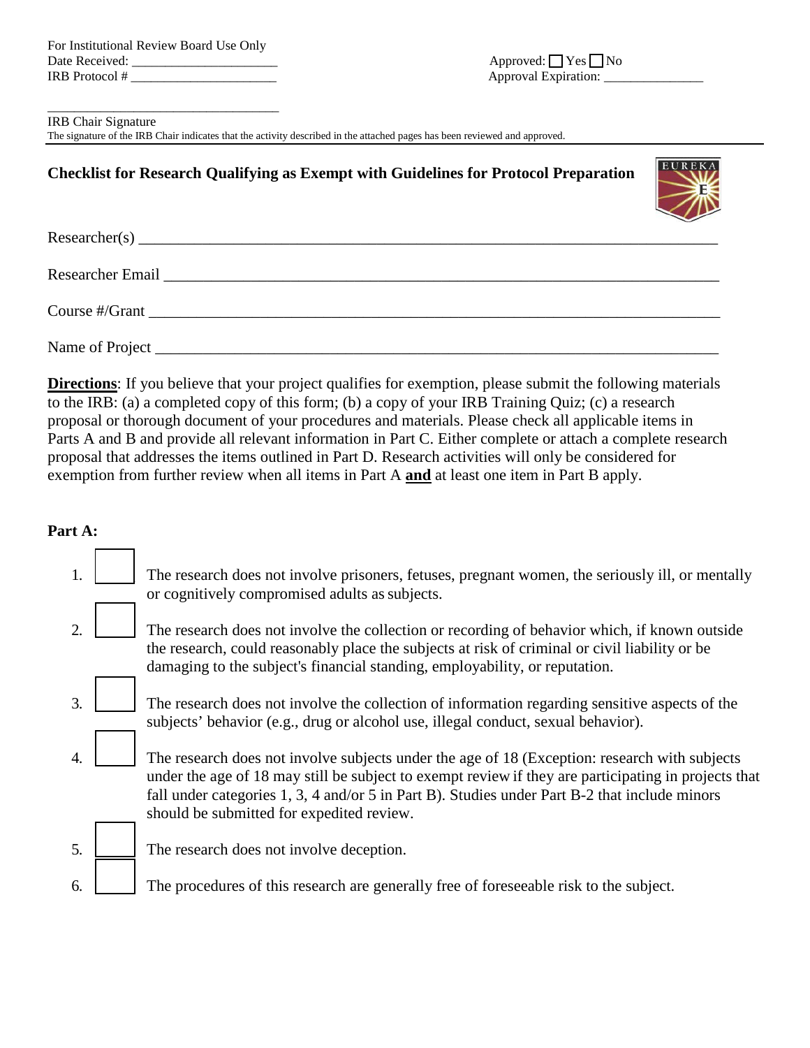For Institutional Review Board Use Only
Date Received: ______________________
IRB Protocol # ______________________

Approved: ☐ Yes ☐ No
Approval Expiration: _______________

___________________________________
IRB Chair Signature
The signature of the IRB Chair indicates that the activity described in the attached pages has been reviewed and approved.

---

## Checklist for Research Qualifying as Exempt with Guidelines for Protocol Preparation

Researcher(s) ______________________________________________________________

Researcher Email ___________________________________________________________

Course #/Grant _____________________________________________________________

Name of Project ____________________________________________________________

**Directions**: If you believe that your project qualifies for exemption, please submit the following materials to the IRB: (a) a completed copy of this form; (b) a copy of your IRB Training Quiz; (c) a research proposal or thorough document of your procedures and materials. Please check all applicable items in Parts A and B and provide all relevant information in Part C. Either complete or attach a complete research proposal that addresses the items outlined in Part D. Research activities will only be considered for exemption from further review when all items in Part A **and** at least one item in Part B apply.

### Part A:

1. ☐ The research does not involve prisoners, fetuses, pregnant women, the seriously ill, or mentally or cognitively compromised adults as subjects.
2. ☐ The research does not involve the collection or recording of behavior which, if known outside the research, could reasonably place the subjects at risk of criminal or civil liability or be damaging to the subject's financial standing, employability, or reputation.
3. ☐ The research does not involve the collection of information regarding sensitive aspects of the subjects' behavior (e.g., drug or alcohol use, illegal conduct, sexual behavior).
4. ☐ The research does not involve subjects under the age of 18 (Exception: research with subjects under the age of 18 may still be subject to exempt review if they are participating in projects that fall under categories 1, 3, 4 and/or 5 in Part B). Studies under Part B-2 that include minors should be submitted for expedited review.
5. ☐ The research does not involve deception.
6. ☐ The procedures of this research are generally free of foreseeable risk to the subject.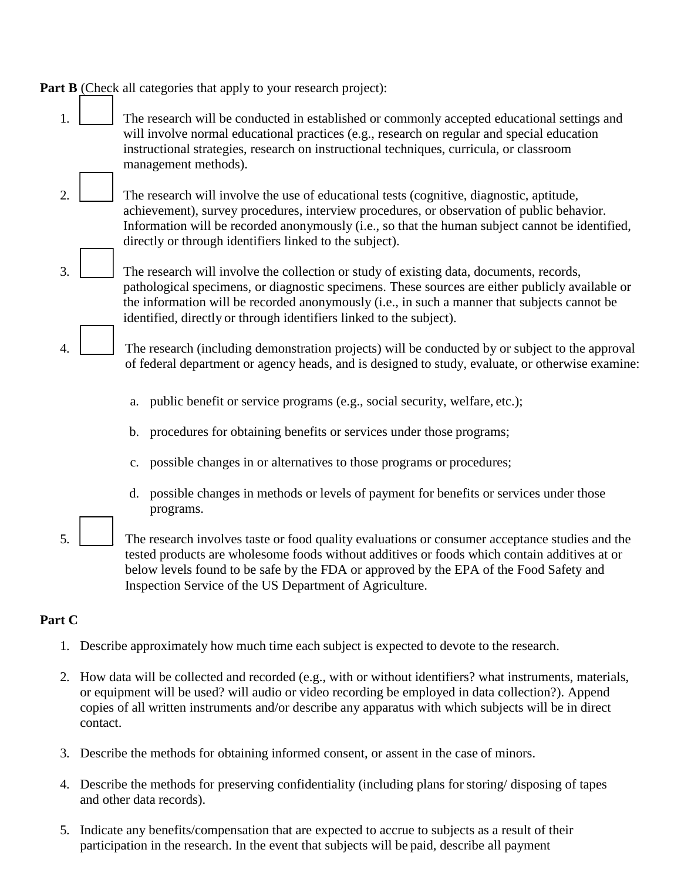**Part B** (Check all categories that apply to your research project):

1. ☐ The research will be conducted in established or commonly accepted educational settings and will involve normal educational practices (e.g., research on regular and special education instructional strategies, research on instructional techniques, curricula, or classroom management methods).

2. ☐ The research will involve the use of educational tests (cognitive, diagnostic, aptitude, achievement), survey procedures, interview procedures, or observation of public behavior. Information will be recorded anonymously (i.e., so that the human subject cannot be identified, directly or through identifiers linked to the subject).

3. ☐ The research will involve the collection or study of existing data, documents, records, pathological specimens, or diagnostic specimens. These sources are either publicly available or the information will be recorded anonymously (i.e., in such a manner that subjects cannot be identified, directly or through identifiers linked to the subject).

4. ☐ The research (including demonstration projects) will be conducted by or subject to the approval of federal department or agency heads, and is designed to study, evaluate, or otherwise examine:

   a. public benefit or service programs (e.g., social security, welfare, etc.);

   b. procedures for obtaining benefits or services under those programs;

   c. possible changes in or alternatives to those programs or procedures;

   d. possible changes in methods or levels of payment for benefits or services under those programs.

5. ☐ The research involves taste or food quality evaluations or consumer acceptance studies and the tested products are wholesome foods without additives or foods which contain additives at or below levels found to be safe by the FDA or approved by the EPA of the Food Safety and Inspection Service of the US Department of Agriculture.

**Part C**

1. Describe approximately how much time each subject is expected to devote to the research.

2. How data will be collected and recorded (e.g., with or without identifiers? what instruments, materials, or equipment will be used? will audio or video recording be employed in data collection?). Append copies of all written instruments and/or describe any apparatus with which subjects will be in direct contact.

3. Describe the methods for obtaining informed consent, or assent in the case of minors.

4. Describe the methods for preserving confidentiality (including plans for storing/ disposing of tapes and other data records).

5. Indicate any benefits/compensation that are expected to accrue to subjects as a result of their participation in the research. In the event that subjects will be paid, describe all payment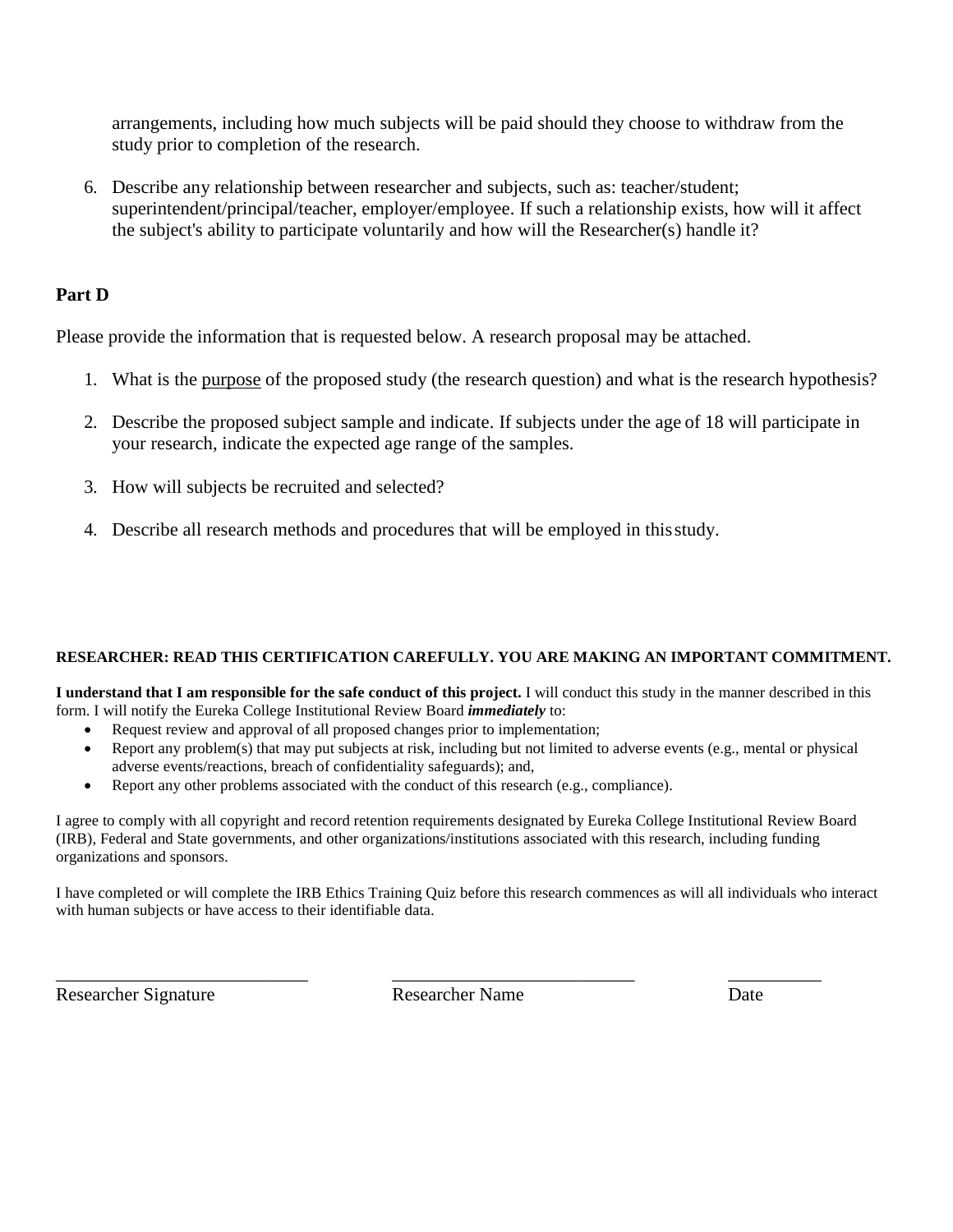arrangements, including how much subjects will be paid should they choose to withdraw from the study prior to completion of the research.

6. Describe any relationship between researcher and subjects, such as: teacher/student; superintendent/principal/teacher, employer/employee. If such a relationship exists, how will it affect the subject's ability to participate voluntarily and how will the Researcher(s) handle it?

## Part D

Please provide the information that is requested below. A research proposal may be attached.

1. What is the <u>purpose</u> of the proposed study (the research question) and what is the research hypothesis?
2. Describe the proposed subject sample and indicate. If subjects under the age of 18 will participate in your research, indicate the expected age range of the samples.
3. How will subjects be recruited and selected?
4. Describe all research methods and procedures that will be employed in this study.

**RESEARCHER: READ THIS CERTIFICATION CAREFULLY. YOU ARE MAKING AN IMPORTANT COMMITMENT.**

**I understand that I am responsible for the safe conduct of this project.** I will conduct this study in the manner described in this form. I will notify the Eureka College Institutional Review Board ***immediately*** to:

- Request review and approval of all proposed changes prior to implementation;
- Report any problem(s) that may put subjects at risk, including but not limited to adverse events (e.g., mental or physical adverse events/reactions, breach of confidentiality safeguards); and,
- Report any other problems associated with the conduct of this research (e.g., compliance).

I agree to comply with all copyright and record retention requirements designated by Eureka College Institutional Review Board (IRB), Federal and State governments, and other organizations/institutions associated with this research, including funding organizations and sponsors.

I have completed or will complete the IRB Ethics Training Quiz before this research commences as will all individuals who interact with human subjects or have access to their identifiable data.

\_\_\_\_\_\_\_\_\_\_\_\_\_\_\_\_\_\_\_\_\_\_\_\_\_\_\_\_ &nbsp;&nbsp;&nbsp;&nbsp; \_\_\_\_\_\_\_\_\_\_\_\_\_\_\_\_\_\_\_\_\_\_\_\_\_\_\_ &nbsp;&nbsp;&nbsp;&nbsp; \_\_\_\_\_\_\_\_\_\_

Researcher Signature &nbsp;&nbsp;&nbsp;&nbsp; Researcher Name &nbsp;&nbsp;&nbsp;&nbsp; Date